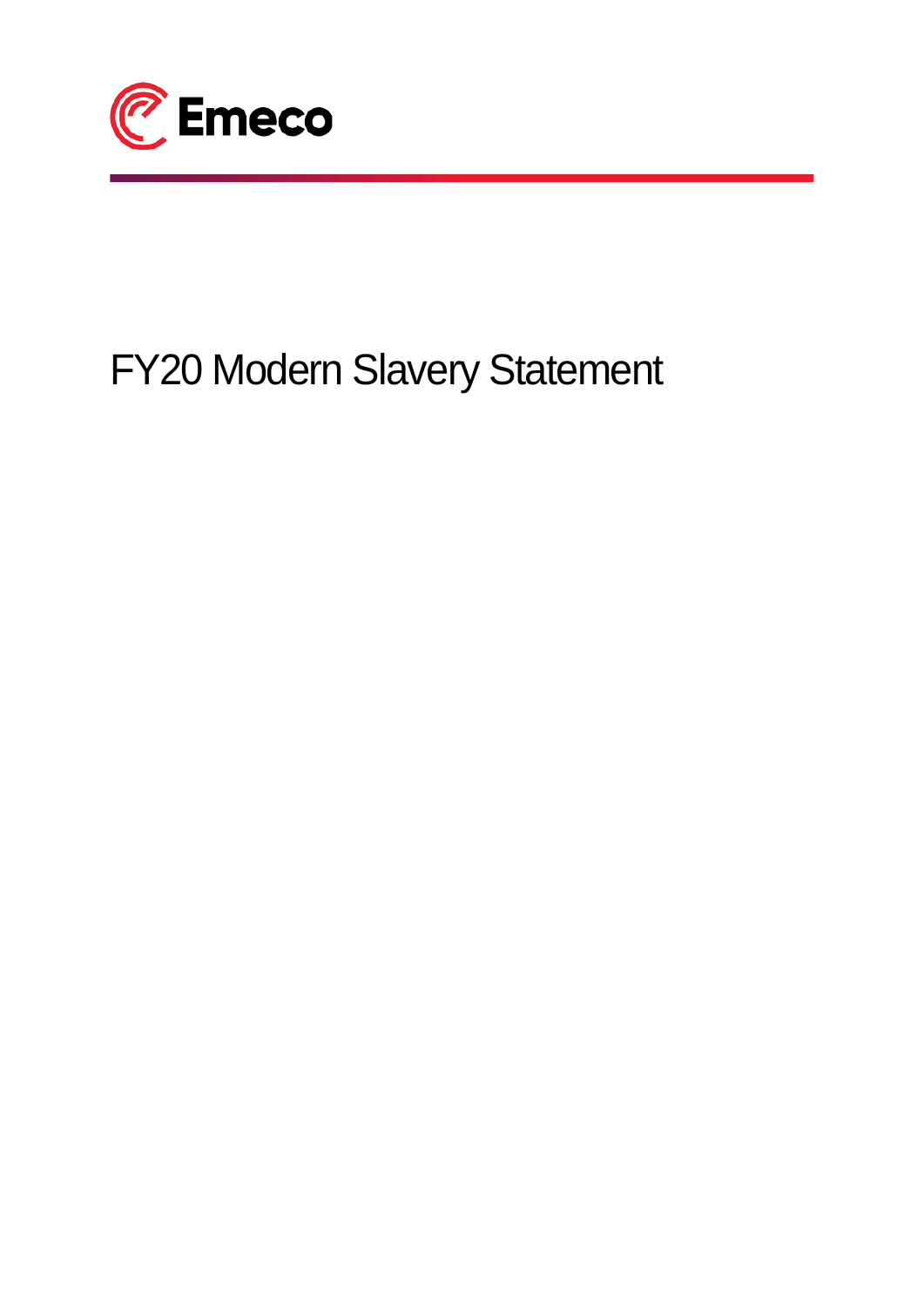Emeco

# FY20 Modern Slavery Statement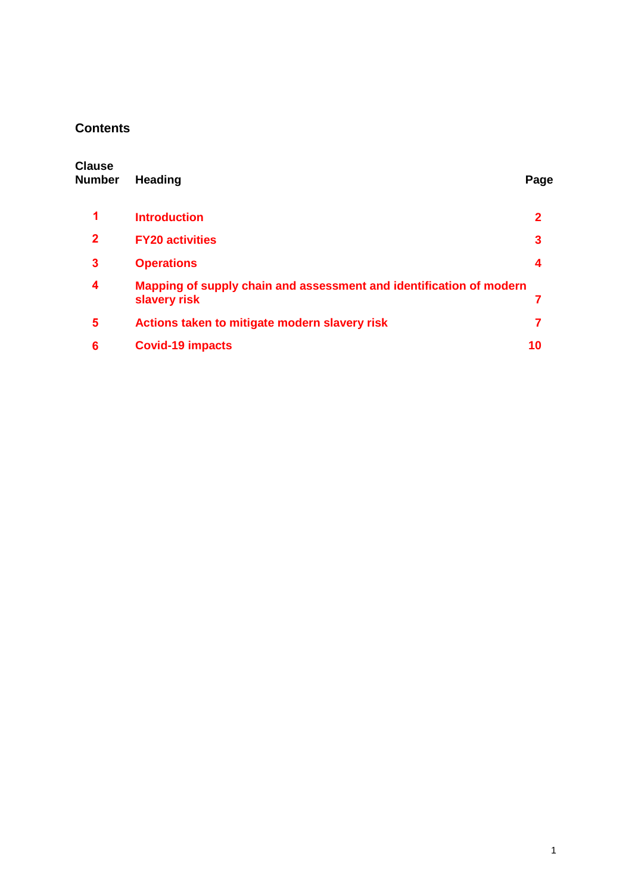## Contents

| Clause Number | Heading | Page |
|---|---|---|
| 1 | Introduction | 2 |
| 2 | FY20 activities | 3 |
| 3 | Operations | 4 |
| 4 | Mapping of supply chain and assessment and identification of modern slavery risk | 7 |
| 5 | Actions taken to mitigate modern slavery risk | 7 |
| 6 | Covid-19 impacts | 10 |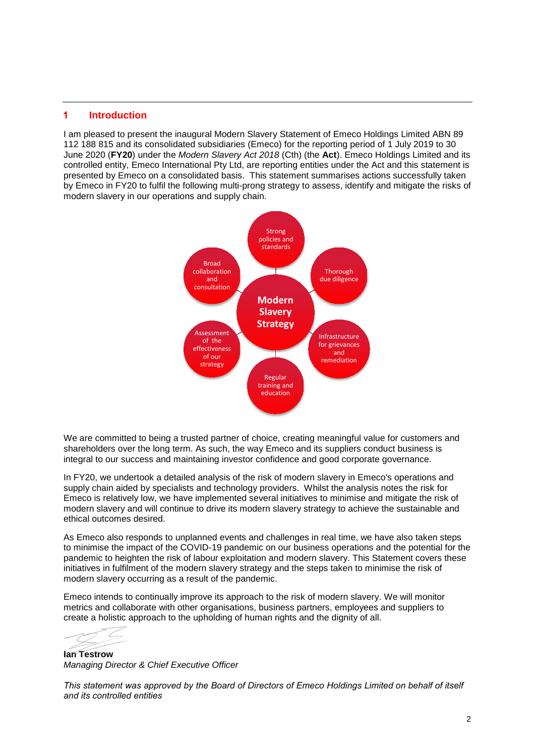## 1 Introduction

I am pleased to present the inaugural Modern Slavery Statement of Emeco Holdings Limited ABN 89 112 188 815 and its consolidated subsidiaries (Emeco) for the reporting period of 1 July 2019 to 30 June 2020 (**FY20**) under the *Modern Slavery Act 2018* (Cth) (the **Act**). Emeco Holdings Limited and its controlled entity, Emeco International Pty Ltd, are reporting entities under the Act and this statement is presented by Emeco on a consolidated basis. This statement summarises actions successfully taken by Emeco in FY20 to fulfil the following multi-prong strategy to assess, identify and mitigate the risks of modern slavery in our operations and supply chain.

**Modern Slavery Strategy**

- Strong policies and standards
- Thorough due diligence
- Infrastructure for grievances and remediation
- Regular training and education
- Assessment of the effectiveness of our strategy
- Broad collaboration and consultation

We are committed to being a trusted partner of choice, creating meaningful value for customers and shareholders over the long term. As such, the way Emeco and its suppliers conduct business is integral to our success and maintaining investor confidence and good corporate governance.

In FY20, we undertook a detailed analysis of the risk of modern slavery in Emeco's operations and supply chain aided by specialists and technology providers. Whilst the analysis notes the risk for Emeco is relatively low, we have implemented several initiatives to minimise and mitigate the risk of modern slavery and will continue to drive its modern slavery strategy to achieve the sustainable and ethical outcomes desired.

As Emeco also responds to unplanned events and challenges in real time, we have also taken steps to minimise the impact of the COVID-19 pandemic on our business operations and the potential for the pandemic to heighten the risk of labour exploitation and modern slavery. This Statement covers these initiatives in fulfilment of the modern slavery strategy and the steps taken to minimise the risk of modern slavery occurring as a result of the pandemic.

Emeco intends to continually improve its approach to the risk of modern slavery. We will monitor metrics and collaborate with other organisations, business partners, employees and suppliers to create a holistic approach to the upholding of human rights and the dignity of all.

**Ian Testrow**
*Managing Director & Chief Executive Officer*

*This statement was approved by the Board of Directors of Emeco Holdings Limited on behalf of itself and its controlled entities*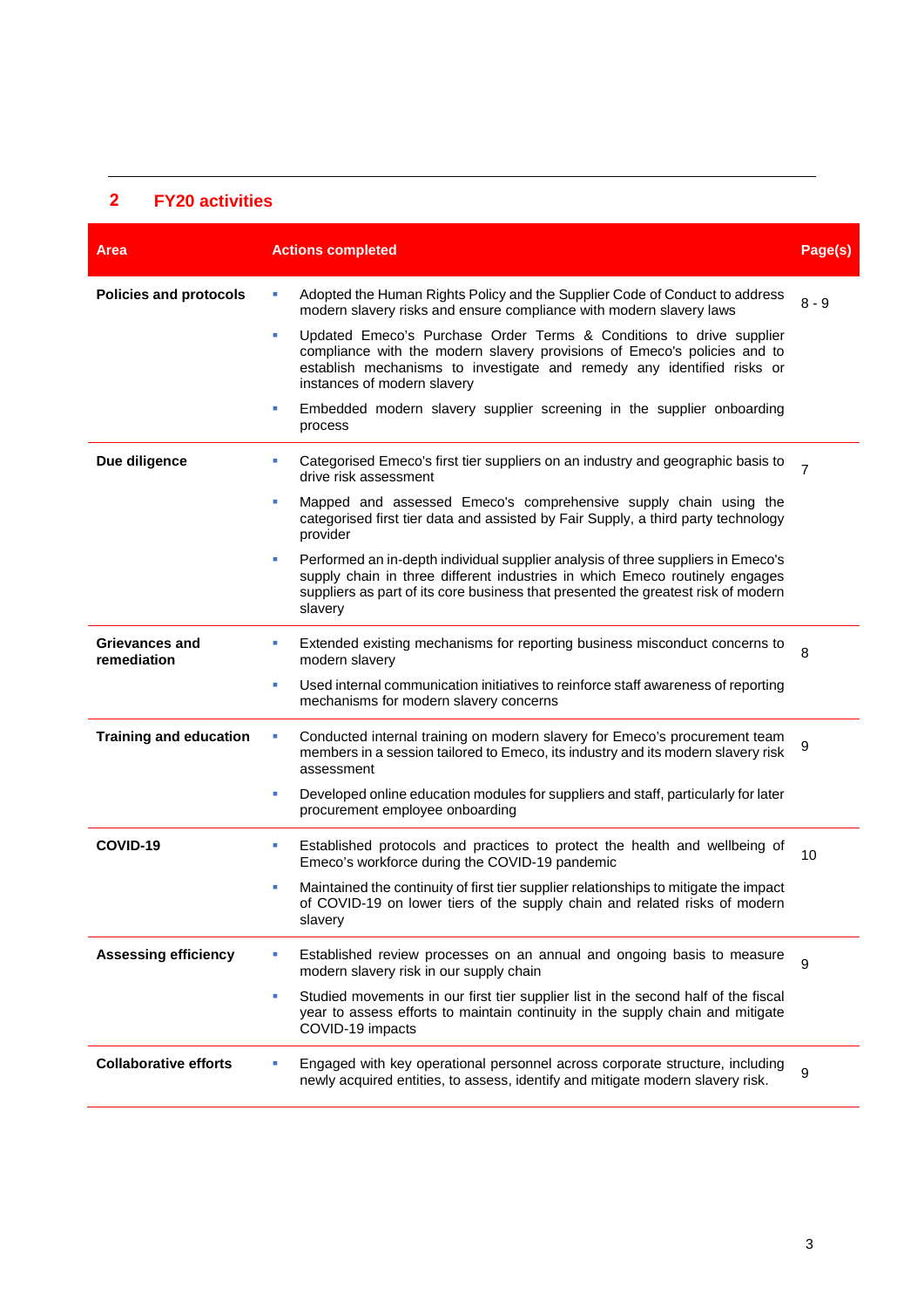## 2 FY20 activities

| Area | Actions completed | Page(s) |
|---|---|---|
| **Policies and protocols** | ▪ Adopted the Human Rights Policy and the Supplier Code of Conduct to address modern slavery risks and ensure compliance with modern slavery laws<br>▪ Updated Emeco's Purchase Order Terms & Conditions to drive supplier compliance with the modern slavery provisions of Emeco's policies and to establish mechanisms to investigate and remedy any identified risks or instances of modern slavery<br>▪ Embedded modern slavery supplier screening in the supplier onboarding process | 8 - 9 |
| **Due diligence** | ▪ Categorised Emeco's first tier suppliers on an industry and geographic basis to drive risk assessment<br>▪ Mapped and assessed Emeco's comprehensive supply chain using the categorised first tier data and assisted by Fair Supply, a third party technology provider<br>▪ Performed an in-depth individual supplier analysis of three suppliers in Emeco's supply chain in three different industries in which Emeco routinely engages suppliers as part of its core business that presented the greatest risk of modern slavery | 7 |
| **Grievances and remediation** | ▪ Extended existing mechanisms for reporting business misconduct concerns to modern slavery<br>▪ Used internal communication initiatives to reinforce staff awareness of reporting mechanisms for modern slavery concerns | 8 |
| **Training and education** | ▪ Conducted internal training on modern slavery for Emeco's procurement team members in a session tailored to Emeco, its industry and its modern slavery risk assessment<br>▪ Developed online education modules for suppliers and staff, particularly for later procurement employee onboarding | 9 |
| **COVID-19** | ▪ Established protocols and practices to protect the health and wellbeing of Emeco's workforce during the COVID-19 pandemic<br>▪ Maintained the continuity of first tier supplier relationships to mitigate the impact of COVID-19 on lower tiers of the supply chain and related risks of modern slavery | 10 |
| **Assessing efficiency** | ▪ Established review processes on an annual and ongoing basis to measure modern slavery risk in our supply chain<br>▪ Studied movements in our first tier supplier list in the second half of the fiscal year to assess efforts to maintain continuity in the supply chain and mitigate COVID-19 impacts | 9 |
| **Collaborative efforts** | ▪ Engaged with key operational personnel across corporate structure, including newly acquired entities, to assess, identify and mitigate modern slavery risk. | 9 |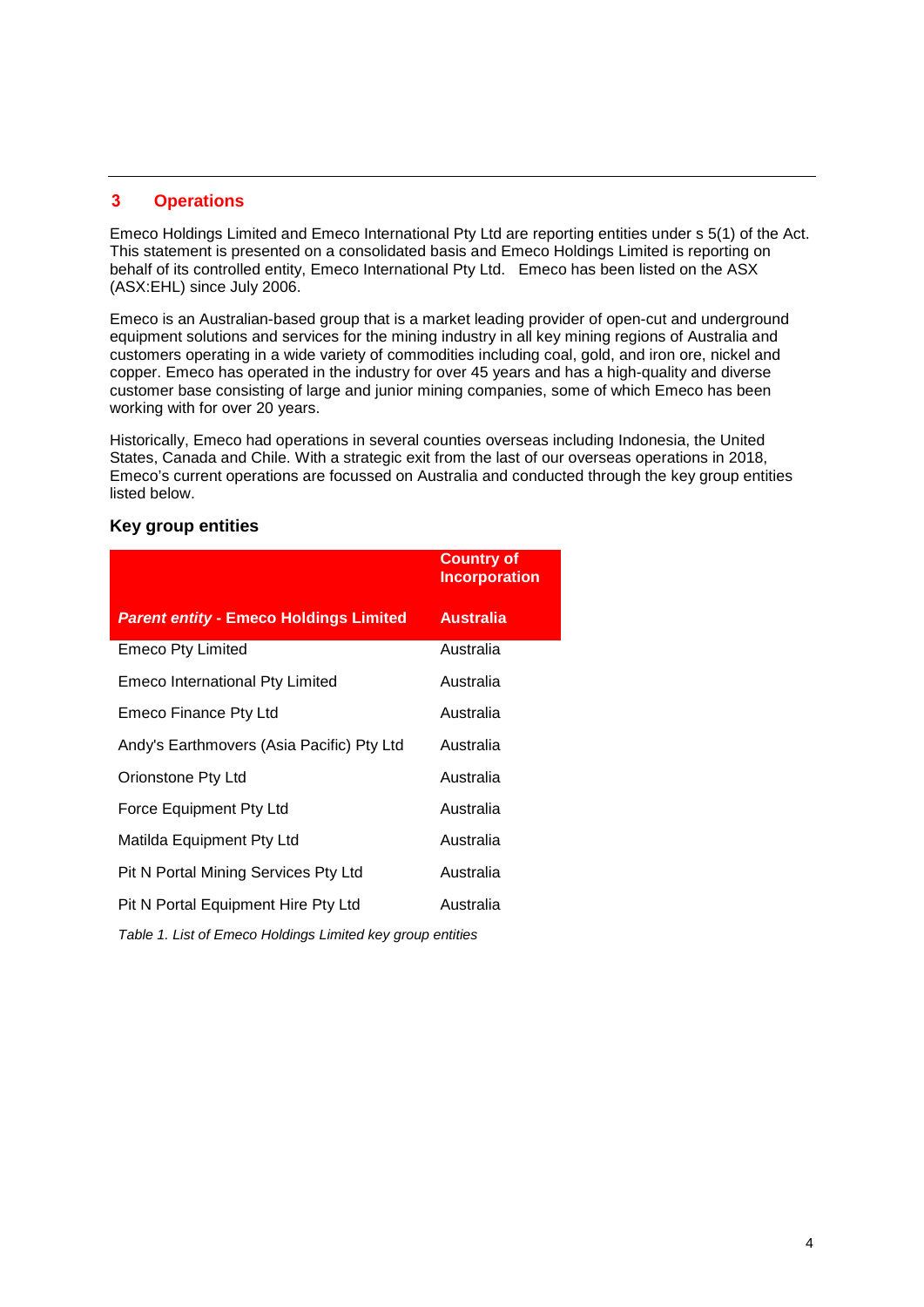## 3 Operations

Emeco Holdings Limited and Emeco International Pty Ltd are reporting entities under s 5(1) of the Act. This statement is presented on a consolidated basis and Emeco Holdings Limited is reporting on behalf of its controlled entity, Emeco International Pty Ltd. Emeco has been listed on the ASX (ASX:EHL) since July 2006.

Emeco is an Australian-based group that is a market leading provider of open-cut and underground equipment solutions and services for the mining industry in all key mining regions of Australia and customers operating in a wide variety of commodities including coal, gold, and iron ore, nickel and copper. Emeco has operated in the industry for over 45 years and has a high-quality and diverse customer base consisting of large and junior mining companies, some of which Emeco has been working with for over 20 years.

Historically, Emeco had operations in several counties overseas including Indonesia, the United States, Canada and Chile. With a strategic exit from the last of our overseas operations in 2018, Emeco's current operations are focussed on Australia and conducted through the key group entities listed below.

### Key group entities

| | Country of Incorporation |
|---|---|
| ***Parent entity* - Emeco Holdings Limited** | **Australia** |
| Emeco Pty Limited | Australia |
| Emeco International Pty Limited | Australia |
| Emeco Finance Pty Ltd | Australia |
| Andy's Earthmovers (Asia Pacific) Pty Ltd | Australia |
| Orionstone Pty Ltd | Australia |
| Force Equipment Pty Ltd | Australia |
| Matilda Equipment Pty Ltd | Australia |
| Pit N Portal Mining Services Pty Ltd | Australia |
| Pit N Portal Equipment Hire Pty Ltd | Australia |

*Table 1. List of Emeco Holdings Limited key group entities*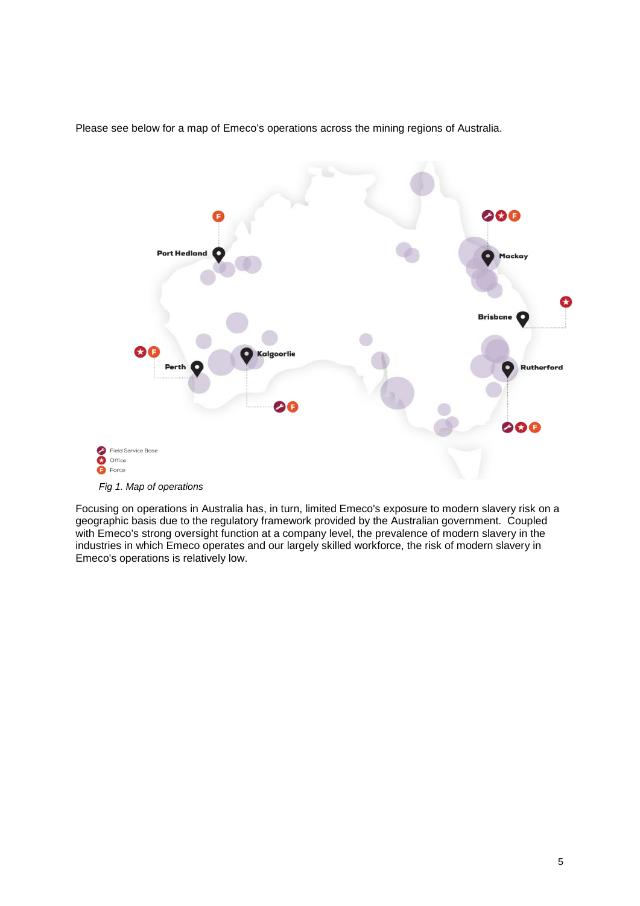Please see below for a map of Emeco's operations across the mining regions of Australia.

Port Hedland

Mackay

Brisbane

Perth

Kalgoorlie

Rutherford

Field Service Base
Office
Force

*Fig 1. Map of operations*

Focusing on operations in Australia has, in turn, limited Emeco's exposure to modern slavery risk on a geographic basis due to the regulatory framework provided by the Australian government. Coupled with Emeco's strong oversight function at a company level, the prevalence of modern slavery in the industries in which Emeco operates and our largely skilled workforce, the risk of modern slavery in Emeco's operations is relatively low.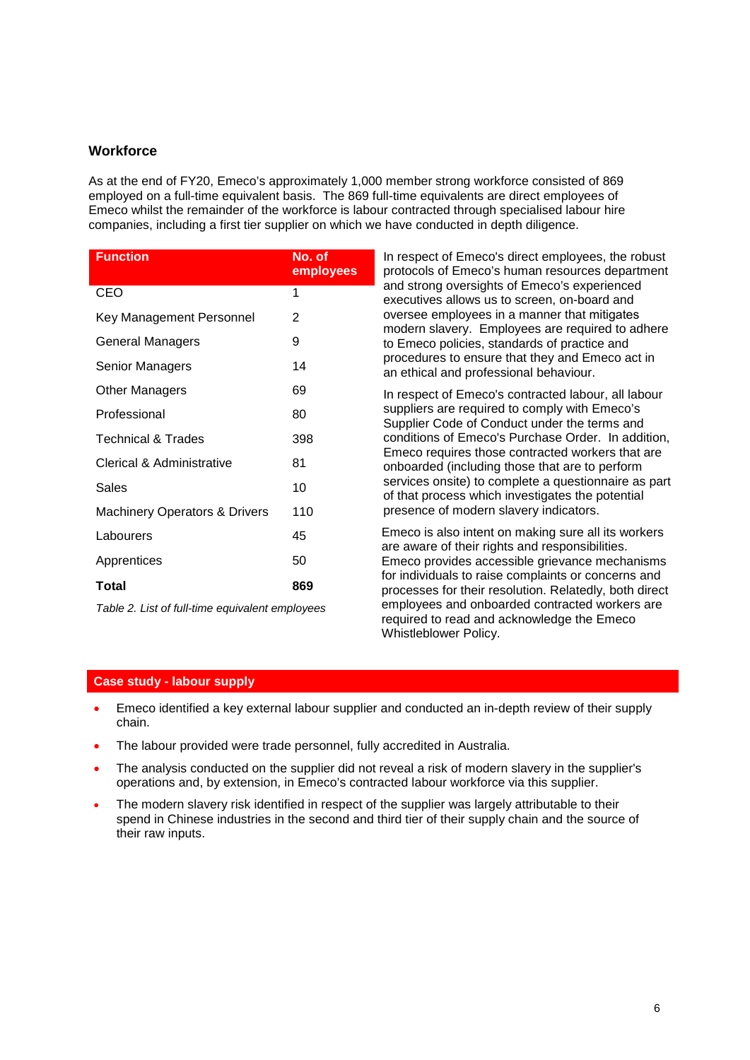## Workforce

As at the end of FY20, Emeco's approximately 1,000 member strong workforce consisted of 869 employed on a full-time equivalent basis. The 869 full-time equivalents are direct employees of Emeco whilst the remainder of the workforce is labour contracted through specialised labour hire companies, including a first tier supplier on which we have conducted in depth diligence.

| Function | No. of employees |
|---|---|
| CEO | 1 |
| Key Management Personnel | 2 |
| General Managers | 9 |
| Senior Managers | 14 |
| Other Managers | 69 |
| Professional | 80 |
| Technical & Trades | 398 |
| Clerical & Administrative | 81 |
| Sales | 10 |
| Machinery Operators & Drivers | 110 |
| Labourers | 45 |
| Apprentices | 50 |
| **Total** | **869** |

*Table 2. List of full-time equivalent employees*

In respect of Emeco's direct employees, the robust protocols of Emeco's human resources department and strong oversights of Emeco's experienced executives allows us to screen, on-board and oversee employees in a manner that mitigates modern slavery. Employees are required to adhere to Emeco policies, standards of practice and procedures to ensure that they and Emeco act in an ethical and professional behaviour.

In respect of Emeco's contracted labour, all labour suppliers are required to comply with Emeco's Supplier Code of Conduct under the terms and conditions of Emeco's Purchase Order. In addition, Emeco requires those contracted workers that are onboarded (including those that are to perform services onsite) to complete a questionnaire as part of that process which investigates the potential presence of modern slavery indicators.

Emeco is also intent on making sure all its workers are aware of their rights and responsibilities. Emeco provides accessible grievance mechanisms for individuals to raise complaints or concerns and processes for their resolution. Relatedly, both direct employees and onboarded contracted workers are required to read and acknowledge the Emeco Whistleblower Policy.

### Case study - labour supply

- Emeco identified a key external labour supplier and conducted an in-depth review of their supply chain.
- The labour provided were trade personnel, fully accredited in Australia.
- The analysis conducted on the supplier did not reveal a risk of modern slavery in the supplier's operations and, by extension, in Emeco's contracted labour workforce via this supplier.
- The modern slavery risk identified in respect of the supplier was largely attributable to their spend in Chinese industries in the second and third tier of their supply chain and the source of their raw inputs.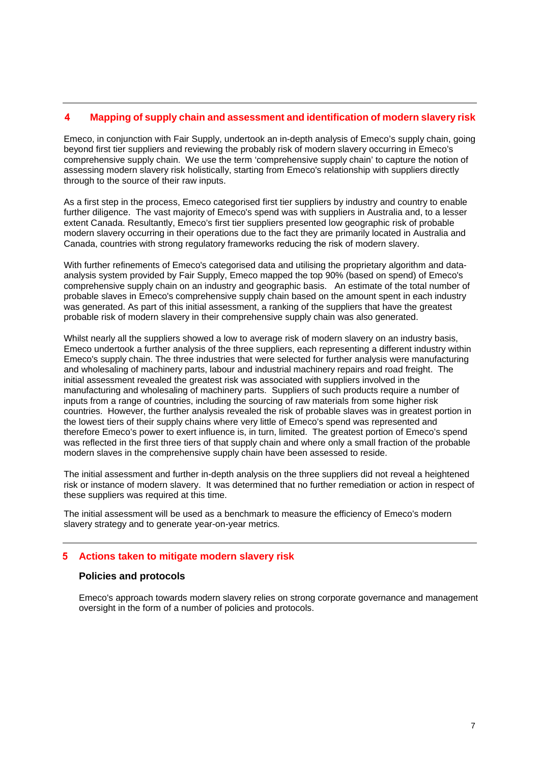## 4 Mapping of supply chain and assessment and identification of modern slavery risk

Emeco, in conjunction with Fair Supply, undertook an in-depth analysis of Emeco's supply chain, going beyond first tier suppliers and reviewing the probably risk of modern slavery occurring in Emeco's comprehensive supply chain. We use the term 'comprehensive supply chain' to capture the notion of assessing modern slavery risk holistically, starting from Emeco's relationship with suppliers directly through to the source of their raw inputs.

As a first step in the process, Emeco categorised first tier suppliers by industry and country to enable further diligence. The vast majority of Emeco's spend was with suppliers in Australia and, to a lesser extent Canada. Resultantly, Emeco's first tier suppliers presented low geographic risk of probable modern slavery occurring in their operations due to the fact they are primarily located in Australia and Canada, countries with strong regulatory frameworks reducing the risk of modern slavery.

With further refinements of Emeco's categorised data and utilising the proprietary algorithm and data-analysis system provided by Fair Supply, Emeco mapped the top 90% (based on spend) of Emeco's comprehensive supply chain on an industry and geographic basis. An estimate of the total number of probable slaves in Emeco's comprehensive supply chain based on the amount spent in each industry was generated. As part of this initial assessment, a ranking of the suppliers that have the greatest probable risk of modern slavery in their comprehensive supply chain was also generated.

Whilst nearly all the suppliers showed a low to average risk of modern slavery on an industry basis, Emeco undertook a further analysis of the three suppliers, each representing a different industry within Emeco's supply chain. The three industries that were selected for further analysis were manufacturing and wholesaling of machinery parts, labour and industrial machinery repairs and road freight. The initial assessment revealed the greatest risk was associated with suppliers involved in the manufacturing and wholesaling of machinery parts. Suppliers of such products require a number of inputs from a range of countries, including the sourcing of raw materials from some higher risk countries. However, the further analysis revealed the risk of probable slaves was in greatest portion in the lowest tiers of their supply chains where very little of Emeco's spend was represented and therefore Emeco's power to exert influence is, in turn, limited. The greatest portion of Emeco's spend was reflected in the first three tiers of that supply chain and where only a small fraction of the probable modern slaves in the comprehensive supply chain have been assessed to reside.

The initial assessment and further in-depth analysis on the three suppliers did not reveal a heightened risk or instance of modern slavery. It was determined that no further remediation or action in respect of these suppliers was required at this time.

The initial assessment will be used as a benchmark to measure the efficiency of Emeco's modern slavery strategy and to generate year-on-year metrics.

## 5 Actions taken to mitigate modern slavery risk

### Policies and protocols

Emeco's approach towards modern slavery relies on strong corporate governance and management oversight in the form of a number of policies and protocols.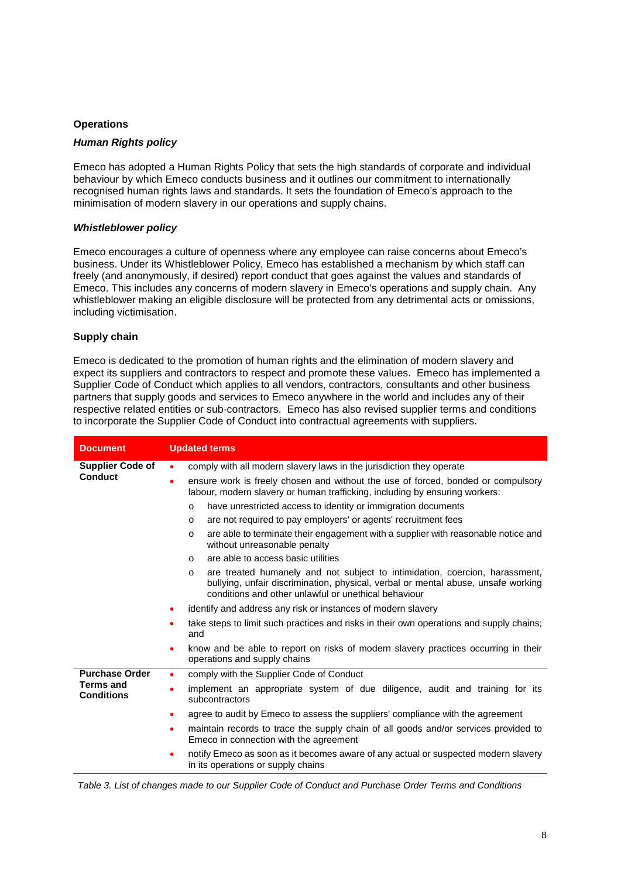## Operations

### *Human Rights policy*

Emeco has adopted a Human Rights Policy that sets the high standards of corporate and individual behaviour by which Emeco conducts business and it outlines our commitment to internationally recognised human rights laws and standards. It sets the foundation of Emeco's approach to the minimisation of modern slavery in our operations and supply chains.

### *Whistleblower policy*

Emeco encourages a culture of openness where any employee can raise concerns about Emeco's business. Under its Whistleblower Policy, Emeco has established a mechanism by which staff can freely (and anonymously, if desired) report conduct that goes against the values and standards of Emeco. This includes any concerns of modern slavery in Emeco's operations and supply chain. Any whistleblower making an eligible disclosure will be protected from any detrimental acts or omissions, including victimisation.

## Supply chain

Emeco is dedicated to the promotion of human rights and the elimination of modern slavery and expect its suppliers and contractors to respect and promote these values. Emeco has implemented a Supplier Code of Conduct which applies to all vendors, contractors, consultants and other business partners that supply goods and services to Emeco anywhere in the world and includes any of their respective related entities or sub-contractors. Emeco has also revised supplier terms and conditions to incorporate the Supplier Code of Conduct into contractual agreements with suppliers.

| Document | Updated terms |
|---|---|
| **Supplier Code of Conduct** | • comply with all modern slavery laws in the jurisdiction they operate<br>• ensure work is freely chosen and without the use of forced, bonded or compulsory labour, modern slavery or human trafficking, including by ensuring workers:<br>  o have unrestricted access to identity or immigration documents<br>  o are not required to pay employers' or agents' recruitment fees<br>  o are able to terminate their engagement with a supplier with reasonable notice and without unreasonable penalty<br>  o are able to access basic utilities<br>  o are treated humanely and not subject to intimidation, coercion, harassment, bullying, unfair discrimination, physical, verbal or mental abuse, unsafe working conditions and other unlawful or unethical behaviour<br>• identify and address any risk or instances of modern slavery<br>• take steps to limit such practices and risks in their own operations and supply chains; and<br>• know and be able to report on risks of modern slavery practices occurring in their operations and supply chains |
| **Purchase Order Terms and Conditions** | • comply with the Supplier Code of Conduct<br>• implement an appropriate system of due diligence, audit and training for its subcontractors<br>• agree to audit by Emeco to assess the suppliers' compliance with the agreement<br>• maintain records to trace the supply chain of all goods and/or services provided to Emeco in connection with the agreement<br>• notify Emeco as soon as it becomes aware of any actual or suspected modern slavery in its operations or supply chains |

*Table 3. List of changes made to our Supplier Code of Conduct and Purchase Order Terms and Conditions*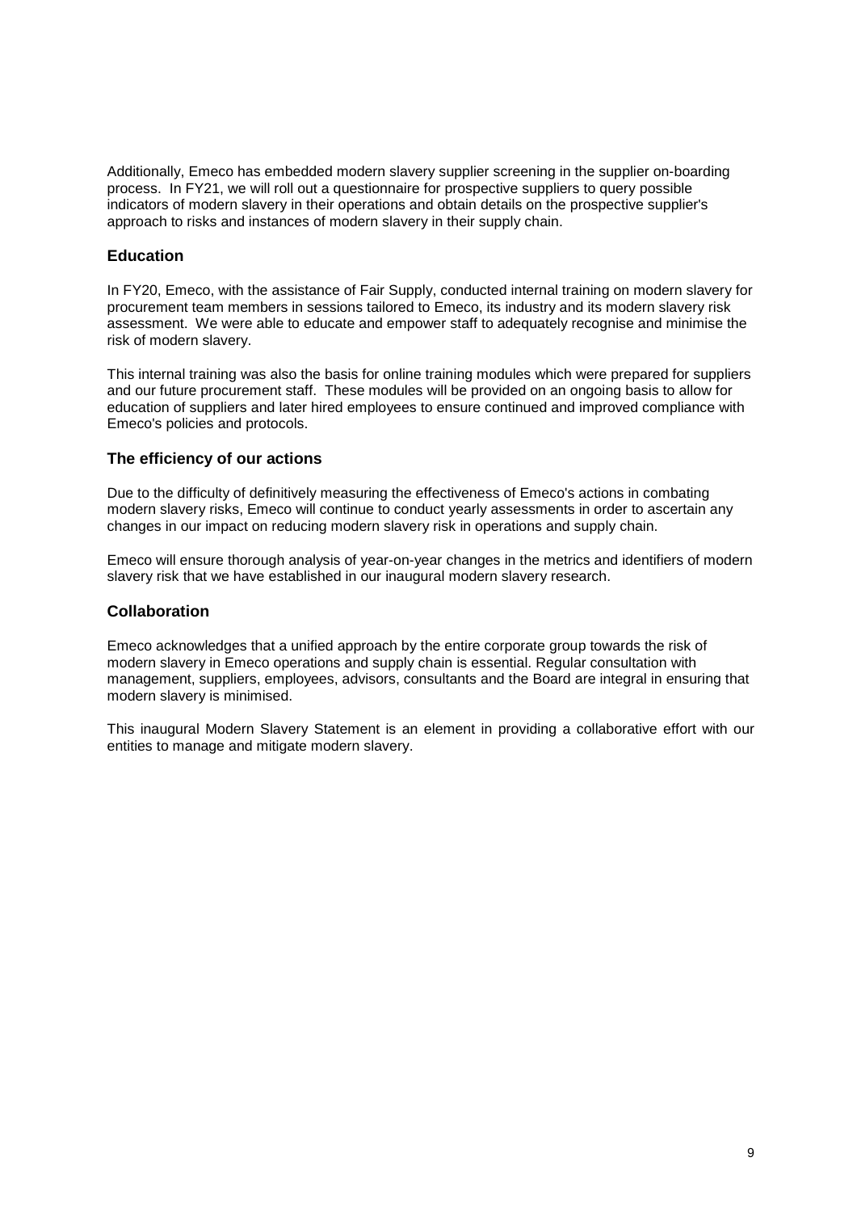Additionally, Emeco has embedded modern slavery supplier screening in the supplier on-boarding process. In FY21, we will roll out a questionnaire for prospective suppliers to query possible indicators of modern slavery in their operations and obtain details on the prospective supplier's approach to risks and instances of modern slavery in their supply chain.

### Education

In FY20, Emeco, with the assistance of Fair Supply, conducted internal training on modern slavery for procurement team members in sessions tailored to Emeco, its industry and its modern slavery risk assessment. We were able to educate and empower staff to adequately recognise and minimise the risk of modern slavery.

This internal training was also the basis for online training modules which were prepared for suppliers and our future procurement staff. These modules will be provided on an ongoing basis to allow for education of suppliers and later hired employees to ensure continued and improved compliance with Emeco's policies and protocols.

### The efficiency of our actions

Due to the difficulty of definitively measuring the effectiveness of Emeco's actions in combating modern slavery risks, Emeco will continue to conduct yearly assessments in order to ascertain any changes in our impact on reducing modern slavery risk in operations and supply chain.

Emeco will ensure thorough analysis of year-on-year changes in the metrics and identifiers of modern slavery risk that we have established in our inaugural modern slavery research.

### Collaboration

Emeco acknowledges that a unified approach by the entire corporate group towards the risk of modern slavery in Emeco operations and supply chain is essential. Regular consultation with management, suppliers, employees, advisors, consultants and the Board are integral in ensuring that modern slavery is minimised.

This inaugural Modern Slavery Statement is an element in providing a collaborative effort with our entities to manage and mitigate modern slavery.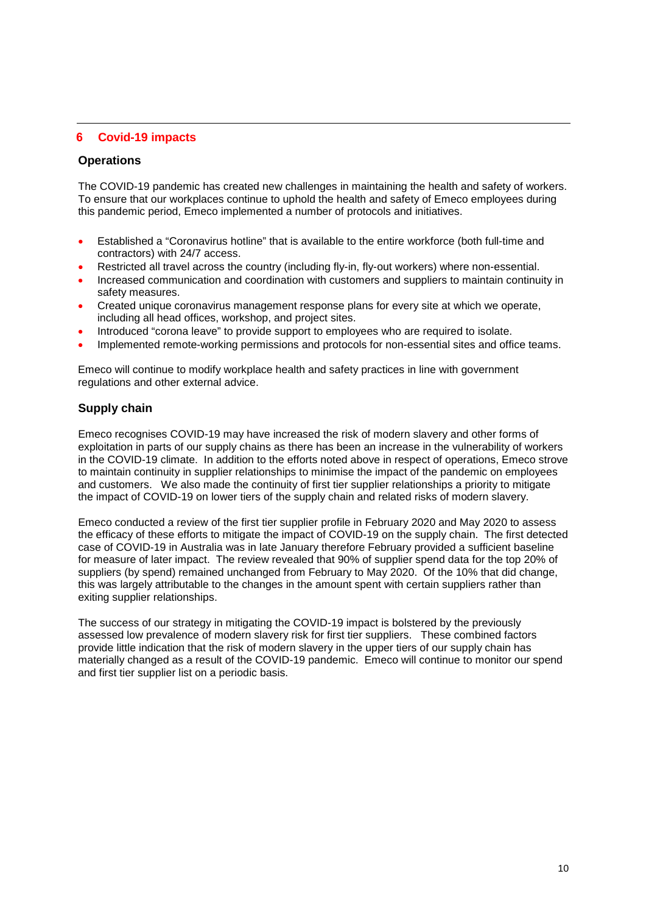## 6 Covid-19 impacts

### Operations

The COVID-19 pandemic has created new challenges in maintaining the health and safety of workers. To ensure that our workplaces continue to uphold the health and safety of Emeco employees during this pandemic period, Emeco implemented a number of protocols and initiatives.

- Established a "Coronavirus hotline" that is available to the entire workforce (both full-time and contractors) with 24/7 access.
- Restricted all travel across the country (including fly-in, fly-out workers) where non-essential.
- Increased communication and coordination with customers and suppliers to maintain continuity in safety measures.
- Created unique coronavirus management response plans for every site at which we operate, including all head offices, workshop, and project sites.
- Introduced "corona leave" to provide support to employees who are required to isolate.
- Implemented remote-working permissions and protocols for non-essential sites and office teams.

Emeco will continue to modify workplace health and safety practices in line with government regulations and other external advice.

### Supply chain

Emeco recognises COVID-19 may have increased the risk of modern slavery and other forms of exploitation in parts of our supply chains as there has been an increase in the vulnerability of workers in the COVID-19 climate. In addition to the efforts noted above in respect of operations, Emeco strove to maintain continuity in supplier relationships to minimise the impact of the pandemic on employees and customers. We also made the continuity of first tier supplier relationships a priority to mitigate the impact of COVID-19 on lower tiers of the supply chain and related risks of modern slavery.

Emeco conducted a review of the first tier supplier profile in February 2020 and May 2020 to assess the efficacy of these efforts to mitigate the impact of COVID-19 on the supply chain. The first detected case of COVID-19 in Australia was in late January therefore February provided a sufficient baseline for measure of later impact. The review revealed that 90% of supplier spend data for the top 20% of suppliers (by spend) remained unchanged from February to May 2020. Of the 10% that did change, this was largely attributable to the changes in the amount spent with certain suppliers rather than exiting supplier relationships.

The success of our strategy in mitigating the COVID-19 impact is bolstered by the previously assessed low prevalence of modern slavery risk for first tier suppliers. These combined factors provide little indication that the risk of modern slavery in the upper tiers of our supply chain has materially changed as a result of the COVID-19 pandemic. Emeco will continue to monitor our spend and first tier supplier list on a periodic basis.